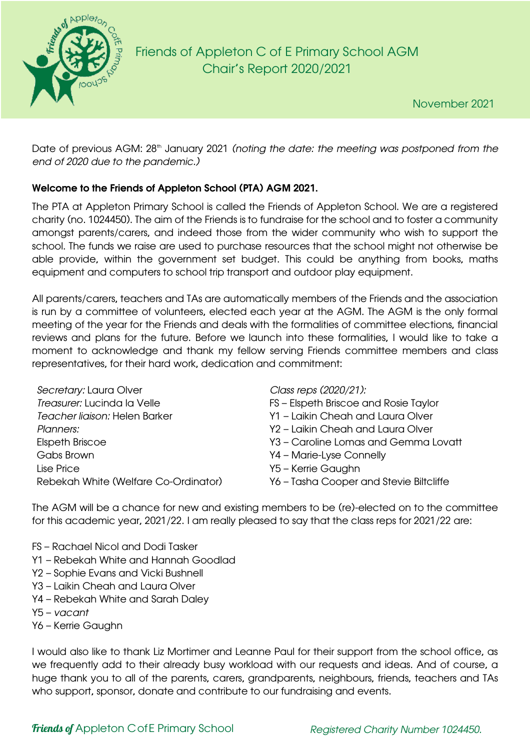# Friends of Appleton C of E Primary School AGM
## Chair's Report 2020/2021

November 2021

Date of previous AGM: 28th January 2021 *(noting the date: the meeting was postponed from the end of 2020 due to the pandemic.)*

**Welcome to the Friends of Appleton School (PTA) AGM 2021.**

The PTA at Appleton Primary School is called the Friends of Appleton School. We are a registered charity (no. 1024450). The aim of the Friends is to fundraise for the school and to foster a community amongst parents/carers, and indeed those from the wider community who wish to support the school. The funds we raise are used to purchase resources that the school might not otherwise be able provide, within the government set budget. This could be anything from books, maths equipment and computers to school trip transport and outdoor play equipment.

All parents/carers, teachers and TAs are automatically members of the Friends and the association is run by a committee of volunteers, elected each year at the AGM. The AGM is the only formal meeting of the year for the Friends and deals with the formalities of committee elections, financial reviews and plans for the future. Before we launch into these formalities, I would like to take a moment to acknowledge and thank my fellow serving Friends committee members and class representatives, for their hard work, dedication and commitment:

*Secretary:* Laura Olver
*Treasurer:* Lucinda la Velle
*Teacher liaison:* Helen Barker
*Planners:*
Elspeth Briscoe
Gabs Brown
Lise Price
Rebekah White (Welfare Co-Ordinator)

*Class reps (2020/21):*
FS – Elspeth Briscoe and Rosie Taylor
Y1 – Laikin Cheah and Laura Olver
Y2 – Laikin Cheah and Laura Olver
Y3 – Caroline Lomas and Gemma Lovatt
Y4 – Marie-Lyse Connelly
Y5 – Kerrie Gaughn
Y6 – Tasha Cooper and Stevie Biltcliffe

The AGM will be a chance for new and existing members to be (re)-elected on to the committee for this academic year, 2021/22. I am really pleased to say that the class reps for 2021/22 are:

- FS – Rachael Nicol and Dodi Tasker
- Y1 – Rebekah White and Hannah Goodlad
- Y2 – Sophie Evans and Vicki Bushnell
- Y3 – Laikin Cheah and Laura Olver
- Y4 – Rebekah White and Sarah Daley
- Y5 – *vacant*
- Y6 – Kerrie Gaughn

I would also like to thank Liz Mortimer and Leanne Paul for their support from the school office, as we frequently add to their already busy workload with our requests and ideas. And of course, a huge thank you to all of the parents, carers, grandparents, neighbours, friends, teachers and TAs who support, sponsor, donate and contribute to our fundraising and events.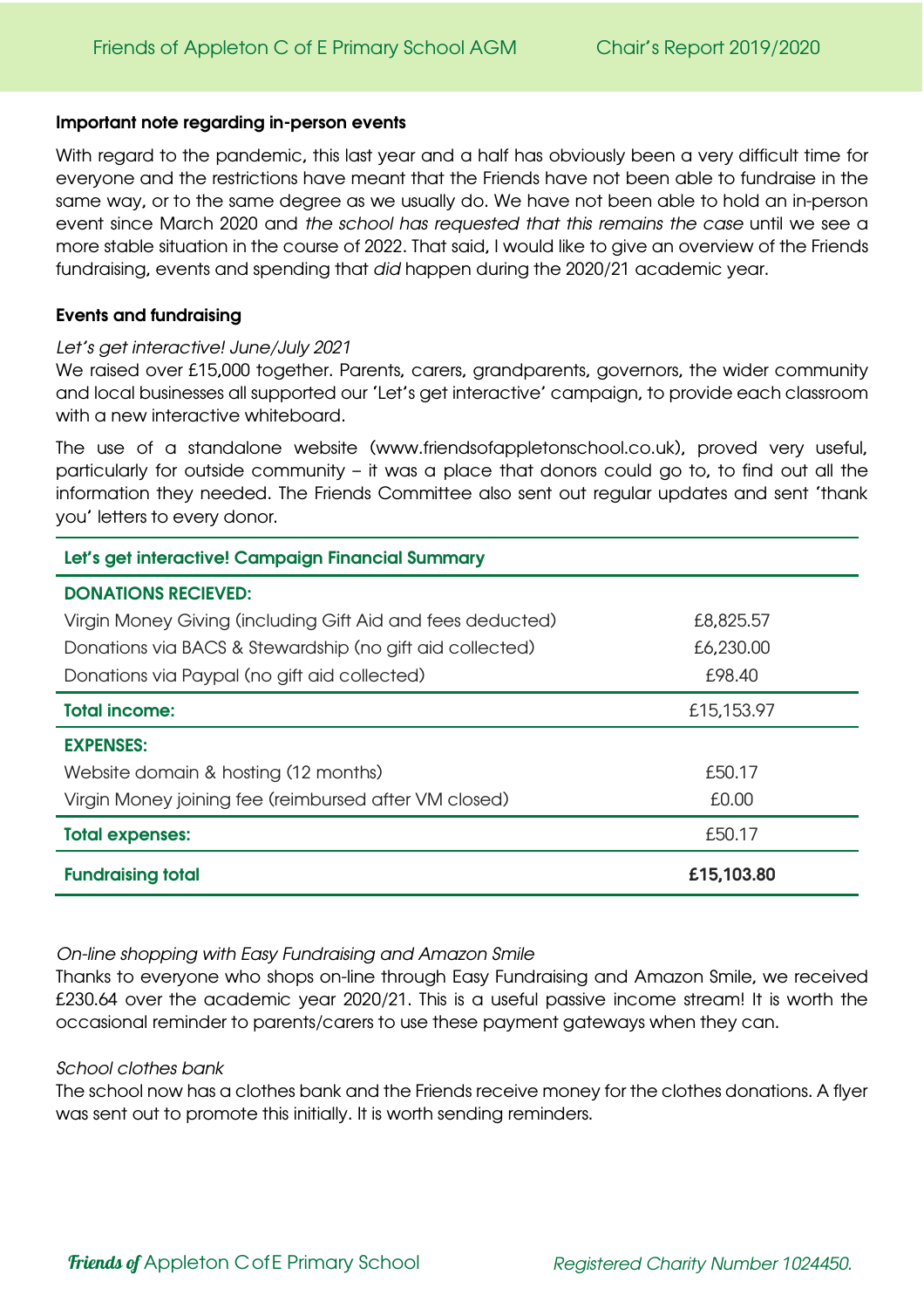**Important note regarding in-person events**

With regard to the pandemic, this last year and a half has obviously been a very difficult time for everyone and the restrictions have meant that the Friends have not been able to fundraise in the same way, or to the same degree as we usually do. We have not been able to hold an in-person event since March 2020 and *the school has requested that this remains the case* until we see a more stable situation in the course of 2022. That said, I would like to give an overview of the Friends fundraising, events and spending that *did* happen during the 2020/21 academic year.

**Events and fundraising**

*Let's get interactive! June/July 2021*

We raised over £15,000 together. Parents, carers, grandparents, governors, the wider community and local businesses all supported our 'Let's get interactive' campaign, to provide each classroom with a new interactive whiteboard.

The use of a standalone website (www.friendsofappletonschool.co.uk), proved very useful, particularly for outside community – it was a place that donors could go to, to find out all the information they needed. The Friends Committee also sent out regular updates and sent 'thank you' letters to every donor.

| Let's get interactive! Campaign Financial Summary | |
|---|---|
| **DONATIONS RECIEVED:** | |
| Virgin Money Giving (including Gift Aid and fees deducted) | £8,825.57 |
| Donations via BACS & Stewardship (no gift aid collected) | £6,230.00 |
| Donations via Paypal (no gift aid collected) | £98.40 |
| **Total income:** | £15,153.97 |
| **EXPENSES:** | |
| Website domain & hosting (12 months) | £50.17 |
| Virgin Money joining fee (reimbursed after VM closed) | £0.00 |
| **Total expenses:** | £50.17 |
| **Fundraising total** | **£15,103.80** |

*On-line shopping with Easy Fundraising and Amazon Smile*

Thanks to everyone who shops on-line through Easy Fundraising and Amazon Smile, we received £230.64 over the academic year 2020/21. This is a useful passive income stream! It is worth the occasional reminder to parents/carers to use these payment gateways when they can.

*School clothes bank*

The school now has a clothes bank and the Friends receive money for the clothes donations. A flyer was sent out to promote this initially. It is worth sending reminders.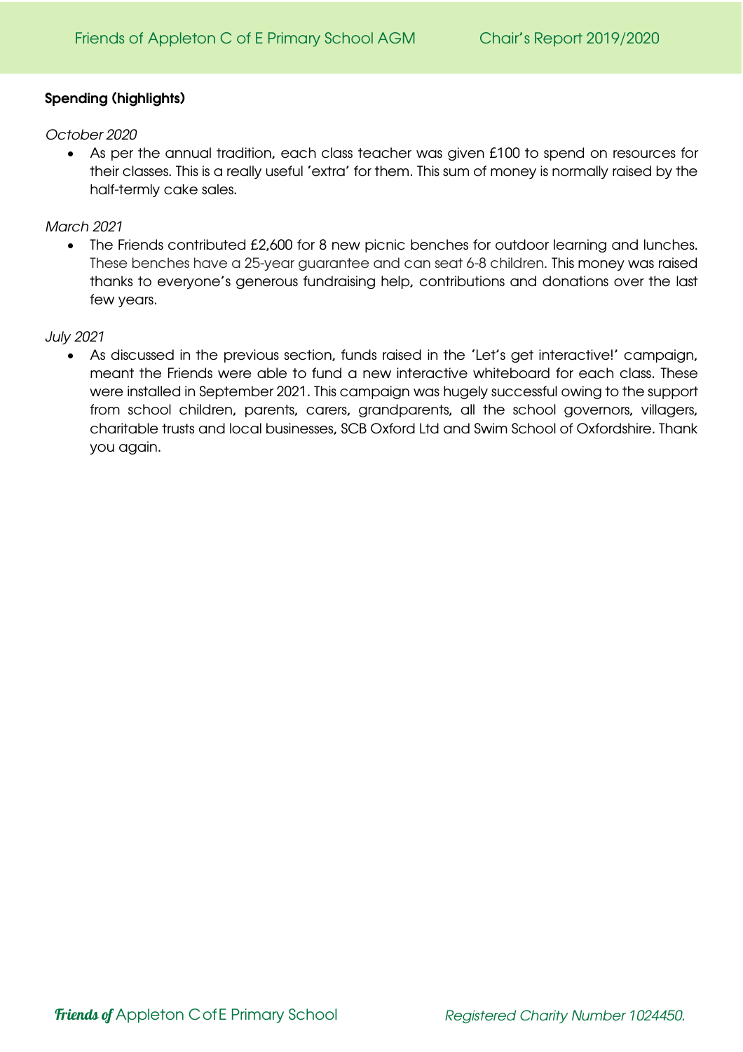**Spending (highlights)**

*October 2020*

- As per the annual tradition, each class teacher was given £100 to spend on resources for their classes. This is a really useful 'extra' for them. This sum of money is normally raised by the half-termly cake sales.

*March 2021*

- The Friends contributed £2,600 for 8 new picnic benches for outdoor learning and lunches. These benches have a 25-year guarantee and can seat 6-8 children. This money was raised thanks to everyone's generous fundraising help, contributions and donations over the last few years.

*July 2021*

- As discussed in the previous section, funds raised in the 'Let's get interactive!' campaign, meant the Friends were able to fund a new interactive whiteboard for each class. These were installed in September 2021. This campaign was hugely successful owing to the support from school children, parents, carers, grandparents, all the school governors, villagers, charitable trusts and local businesses, SCB Oxford Ltd and Swim School of Oxfordshire. Thank you again.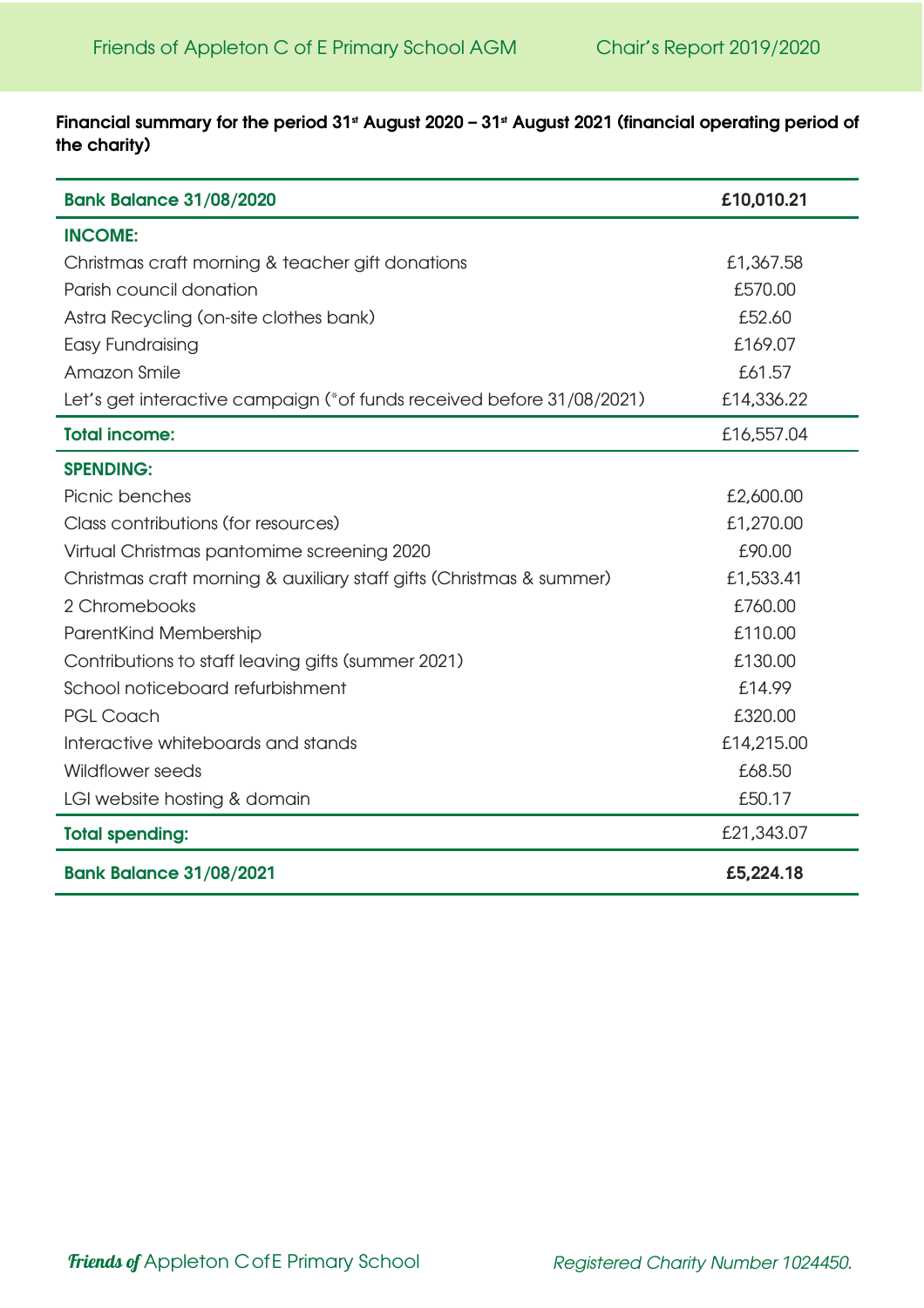**Financial summary for the period 31st August 2020 – 31st August 2021 (financial operating period of the charity)**

| **Bank Balance 31/08/2020** | **£10,010.21** |
|---|---|
| **INCOME:** | |
| Christmas craft morning & teacher gift donations | £1,367.58 |
| Parish council donation | £570.00 |
| Astra Recycling (on-site clothes bank) | £52.60 |
| Easy Fundraising | £169.07 |
| Amazon Smile | £61.57 |
| Let's get interactive campaign (*of funds received before 31/08/2021) | £14,336.22 |
| **Total income:** | £16,557.04 |
| **SPENDING:** | |
| Picnic benches | £2,600.00 |
| Class contributions (for resources) | £1,270.00 |
| Virtual Christmas pantomime screening 2020 | £90.00 |
| Christmas craft morning & auxiliary staff gifts (Christmas & summer) | £1,533.41 |
| 2 Chromebooks | £760.00 |
| ParentKind Membership | £110.00 |
| Contributions to staff leaving gifts (summer 2021) | £130.00 |
| School noticeboard refurbishment | £14.99 |
| PGL Coach | £320.00 |
| Interactive whiteboards and stands | £14,215.00 |
| Wildflower seeds | £68.50 |
| LGI website hosting & domain | £50.17 |
| **Total spending:** | £21,343.07 |
| **Bank Balance 31/08/2021** | **£5,224.18** |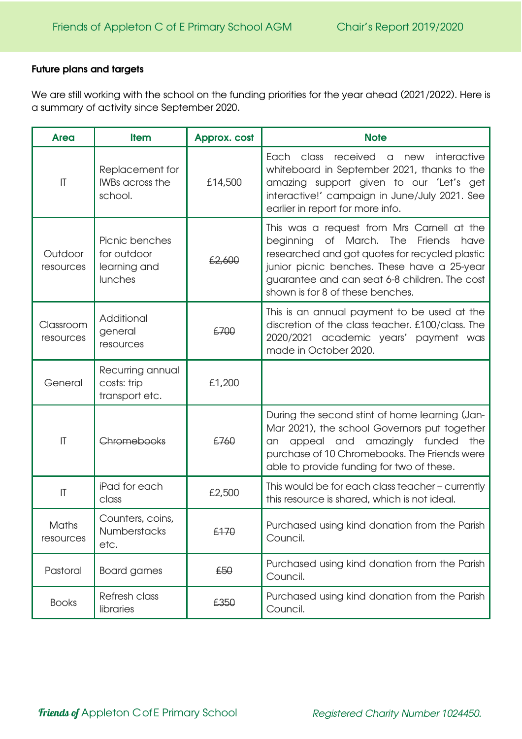**Future plans and targets**

We are still working with the school on the funding priorities for the year ahead (2021/2022). Here is a summary of activity since September 2020.

| Area | Item | Approx. cost | Note |
|---|---|---|---|
| ~~IT~~ | Replacement for IWBs across the school. | ~~£14,500~~ | Each class received a new interactive whiteboard in September 2021, thanks to the amazing support given to our 'Let's get interactive!' campaign in June/July 2021. See earlier in report for more info. |
| Outdoor resources | Picnic benches for outdoor learning and lunches | ~~£2,600~~ | This was a request from Mrs Carnell at the beginning of March. The Friends have researched and got quotes for recycled plastic junior picnic benches. These have a 25-year guarantee and can seat 6-8 children. The cost shown is for 8 of these benches. |
| Classroom resources | Additional general resources | ~~£700~~ | This is an annual payment to be used at the discretion of the class teacher. £100/class. The 2020/2021 academic years' payment was made in October 2020. |
| General | Recurring annual costs: trip transport etc. | £1,200 | |
| IT | ~~Chromebooks~~ | ~~£760~~ | During the second stint of home learning (Jan-Mar 2021), the school Governors put together an appeal and amazingly funded the purchase of 10 Chromebooks. The Friends were able to provide funding for two of these. |
| IT | iPad for each class | £2,500 | This would be for each class teacher – currently this resource is shared, which is not ideal. |
| Maths resources | Counters, coins, Numberstacks etc. | ~~£170~~ | Purchased using kind donation from the Parish Council. |
| Pastoral | Board games | ~~£50~~ | Purchased using kind donation from the Parish Council. |
| Books | Refresh class libraries | ~~£350~~ | Purchased using kind donation from the Parish Council. |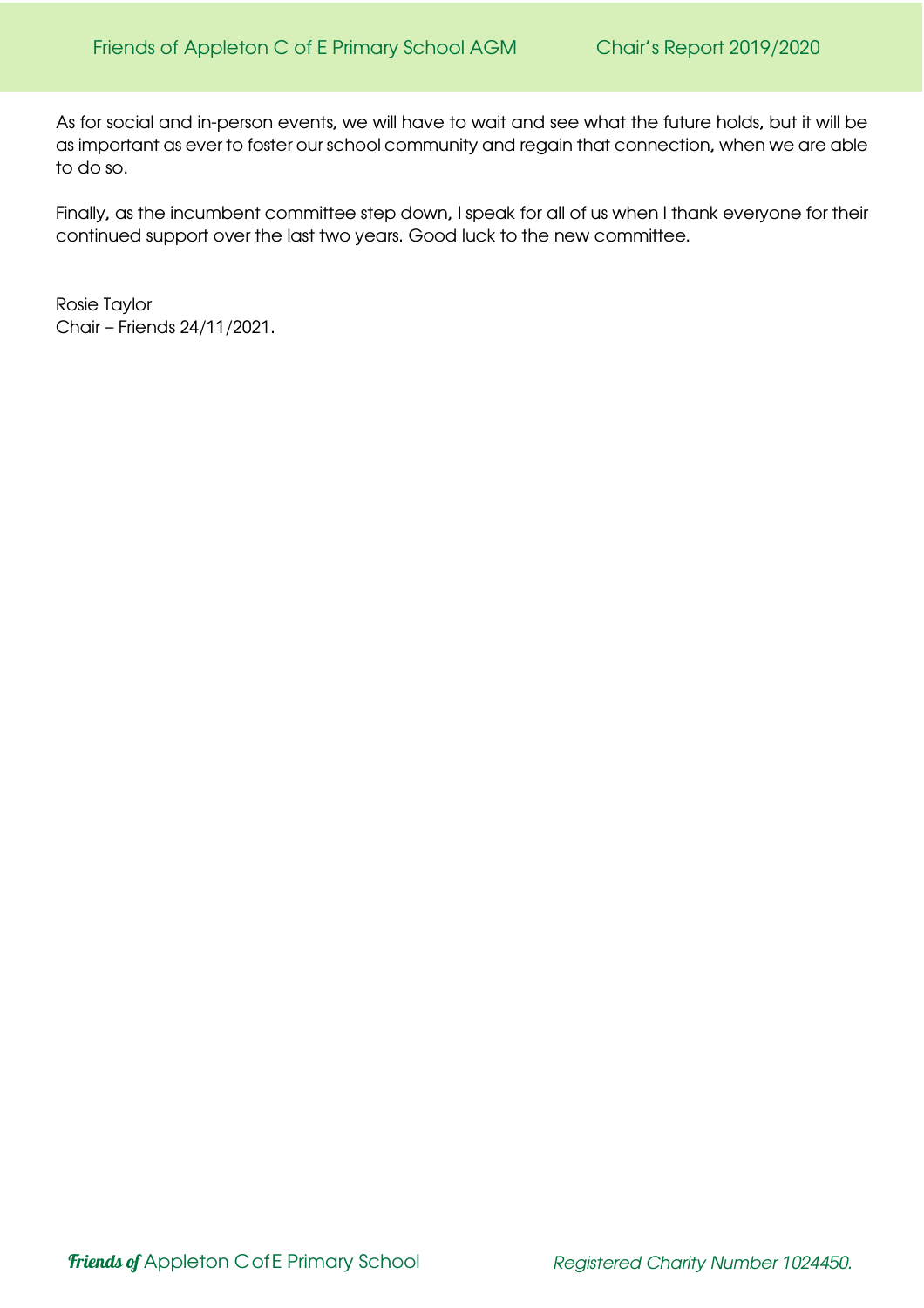As for social and in-person events, we will have to wait and see what the future holds, but it will be as important as ever to foster our school community and regain that connection, when we are able to do so.

Finally, as the incumbent committee step down, I speak for all of us when I thank everyone for their continued support over the last two years. Good luck to the new committee.

Rosie Taylor
Chair – Friends 24/11/2021.